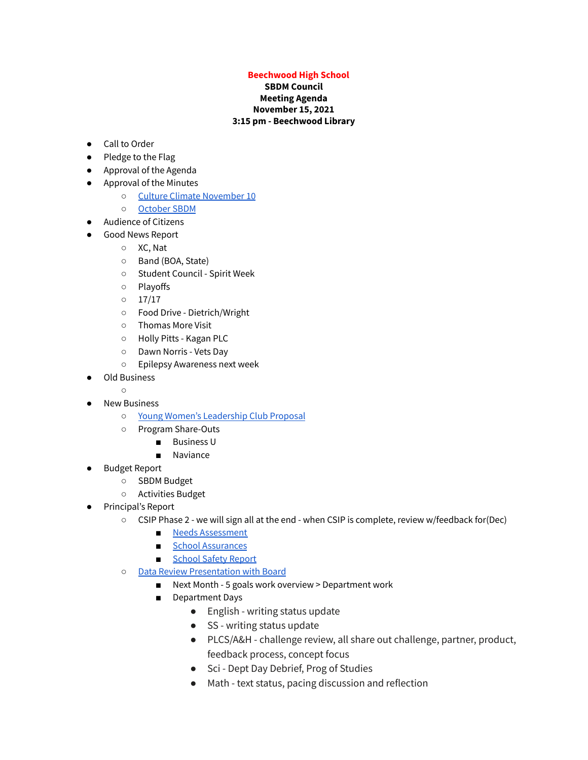**Beechwood High School**
**SBDM Council**
**Meeting Agenda**
**November 15, 2021**
**3:15 pm - Beechwood Library**

- Call to Order
- Pledge to the Flag
- Approval of the Agenda
- Approval of the Minutes
    - Culture Climate November 10
    - October SBDM
- Audience of Citizens
- Good News Report
    - XC, Nat
    - Band (BOA, State)
    - Student Council - Spirit Week
    - Playoffs
    - 17/17
    - Food Drive - Dietrich/Wright
    - Thomas More Visit
    - Holly Pitts - Kagan PLC
    - Dawn Norris - Vets Day
    - Epilepsy Awareness next week
- Old Business
    - 
- New Business
    - Young Women's Leadership Club Proposal
    - Program Share-Outs
        - Business U
        - Naviance
- Budget Report
    - SBDM Budget
    - Activities Budget
- Principal's Report
    - CSIP Phase 2 - we will sign all at the end - when CSIP is complete, review w/feedback for(Dec)
        - Needs Assessment
        - School Assurances
        - School Safety Report
    - Data Review Presentation with Board
        - Next Month - 5 goals work overview > Department work
        - Department Days
            - English - writing status update
            - SS - writing status update
            - PLCS/A&H - challenge review, all share out challenge, partner, product, feedback process, concept focus
            - Sci - Dept Day Debrief, Prog of Studies
            - Math - text status, pacing discussion and reflection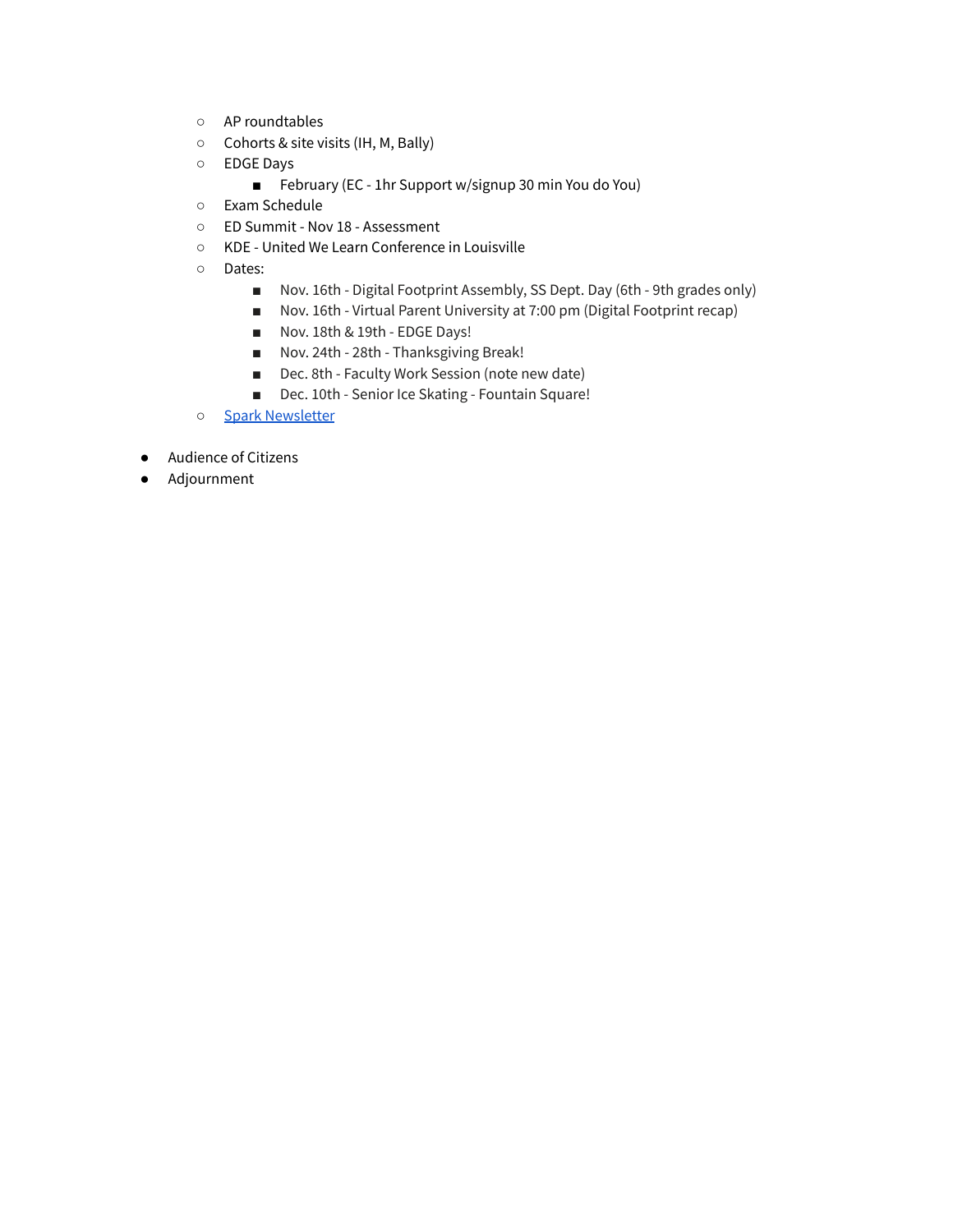- AP roundtables
    - Cohorts & site visits (IH, M, Bally)
    - EDGE Days
        - February (EC - 1hr Support w/signup 30 min You do You)
    - Exam Schedule
    - ED Summit - Nov 18 - Assessment
    - KDE - United We Learn Conference in Louisville
    - Dates:
        - Nov. 16th - Digital Footprint Assembly, SS Dept. Day (6th - 9th grades only)
        - Nov. 16th - Virtual Parent University at 7:00 pm (Digital Footprint recap)
        - Nov. 18th & 19th - EDGE Days!
        - Nov. 24th - 28th - Thanksgiving Break!
        - Dec. 8th - Faculty Work Session (note new date)
        - Dec. 10th - Senior Ice Skating - Fountain Square!
    - Spark Newsletter

- Audience of Citizens
- Adjournment